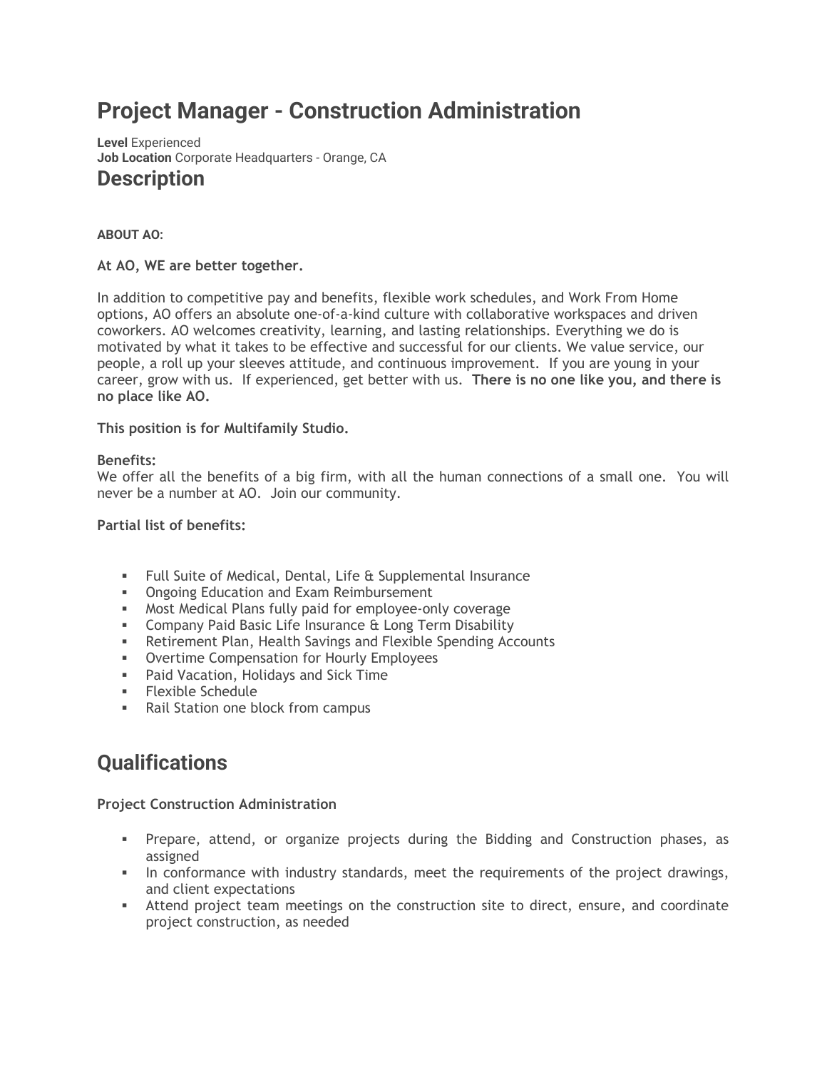# Project Manager - Construction Administration

**Level** Experienced
**Job Location** Corporate Headquarters - Orange, CA

## Description

**ABOUT AO:**

**At AO, WE are better together.**

In addition to competitive pay and benefits, flexible work schedules, and Work From Home options, AO offers an absolute one-of-a-kind culture with collaborative workspaces and driven coworkers. AO welcomes creativity, learning, and lasting relationships. Everything we do is motivated by what it takes to be effective and successful for our clients. We value service, our people, a roll up your sleeves attitude, and continuous improvement. If you are young in your career, grow with us. If experienced, get better with us. **There is no one like you, and there is no place like AO.**

**This position is for Multifamily Studio.**

**Benefits:**
We offer all the benefits of a big firm, with all the human connections of a small one. You will never be a number at AO. Join our community.

**Partial list of benefits:**

- Full Suite of Medical, Dental, Life & Supplemental Insurance
- Ongoing Education and Exam Reimbursement
- Most Medical Plans fully paid for employee-only coverage
- Company Paid Basic Life Insurance & Long Term Disability
- Retirement Plan, Health Savings and Flexible Spending Accounts
- Overtime Compensation for Hourly Employees
- Paid Vacation, Holidays and Sick Time
- Flexible Schedule
- Rail Station one block from campus

## Qualifications

**Project Construction Administration**

- Prepare, attend, or organize projects during the Bidding and Construction phases, as assigned
- In conformance with industry standards, meet the requirements of the project drawings, and client expectations
- Attend project team meetings on the construction site to direct, ensure, and coordinate project construction, as needed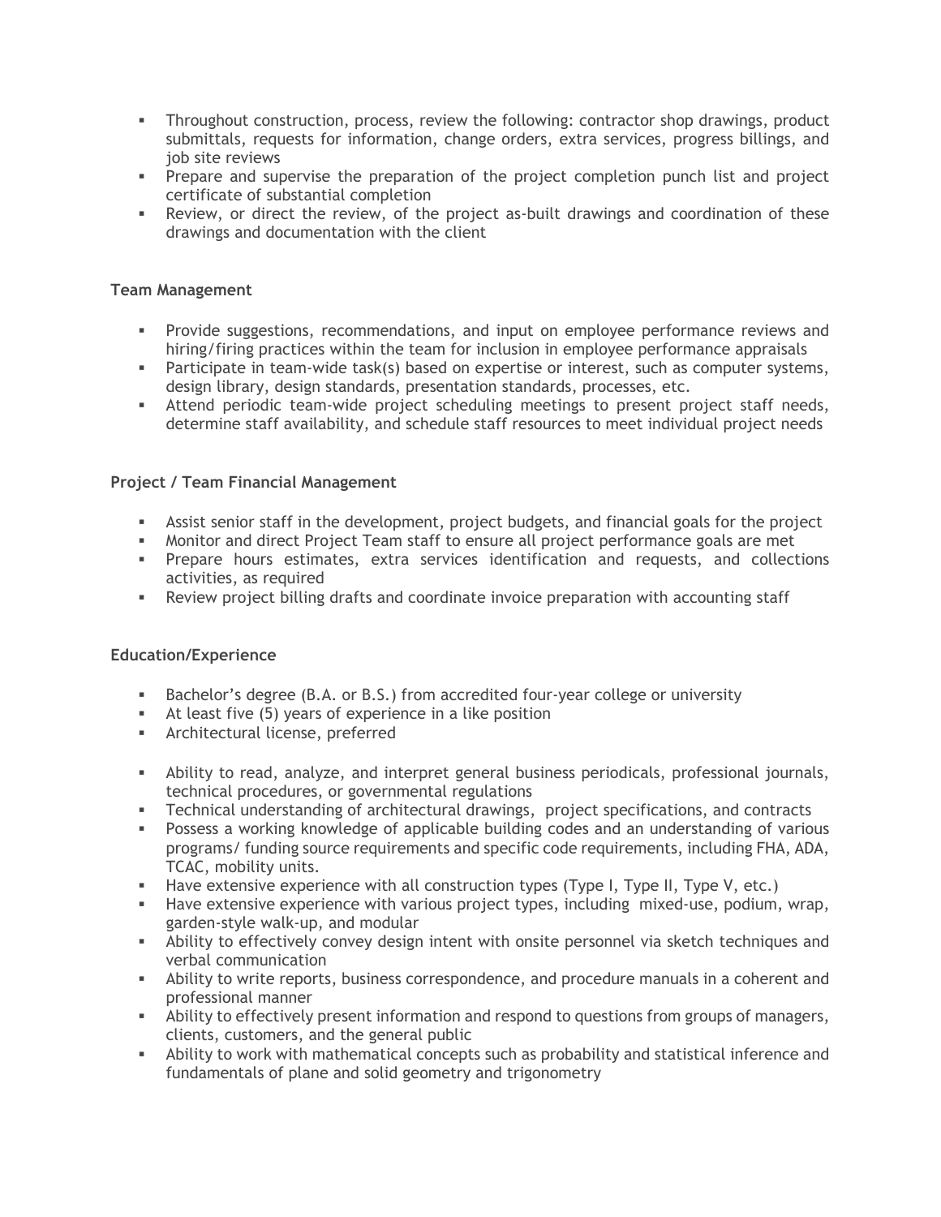- Throughout construction, process, review the following: contractor shop drawings, product submittals, requests for information, change orders, extra services, progress billings, and job site reviews
- Prepare and supervise the preparation of the project completion punch list and project certificate of substantial completion
- Review, or direct the review, of the project as-built drawings and coordination of these drawings and documentation with the client

**Team Management**

- Provide suggestions, recommendations, and input on employee performance reviews and hiring/firing practices within the team for inclusion in employee performance appraisals
- Participate in team-wide task(s) based on expertise or interest, such as computer systems, design library, design standards, presentation standards, processes, etc.
- Attend periodic team-wide project scheduling meetings to present project staff needs, determine staff availability, and schedule staff resources to meet individual project needs

**Project / Team Financial Management**

- Assist senior staff in the development, project budgets, and financial goals for the project
- Monitor and direct Project Team staff to ensure all project performance goals are met
- Prepare hours estimates, extra services identification and requests, and collections activities, as required
- Review project billing drafts and coordinate invoice preparation with accounting staff

**Education/Experience**

- Bachelor's degree (B.A. or B.S.) from accredited four-year college or university
- At least five (5) years of experience in a like position
- Architectural license, preferred

- Ability to read, analyze, and interpret general business periodicals, professional journals, technical procedures, or governmental regulations
- Technical understanding of architectural drawings, project specifications, and contracts
- Possess a working knowledge of applicable building codes and an understanding of various programs/ funding source requirements and specific code requirements, including FHA, ADA, TCAC, mobility units.
- Have extensive experience with all construction types (Type I, Type II, Type V, etc.)
- Have extensive experience with various project types, including mixed-use, podium, wrap, garden-style walk-up, and modular
- Ability to effectively convey design intent with onsite personnel via sketch techniques and verbal communication
- Ability to write reports, business correspondence, and procedure manuals in a coherent and professional manner
- Ability to effectively present information and respond to questions from groups of managers, clients, customers, and the general public
- Ability to work with mathematical concepts such as probability and statistical inference and fundamentals of plane and solid geometry and trigonometry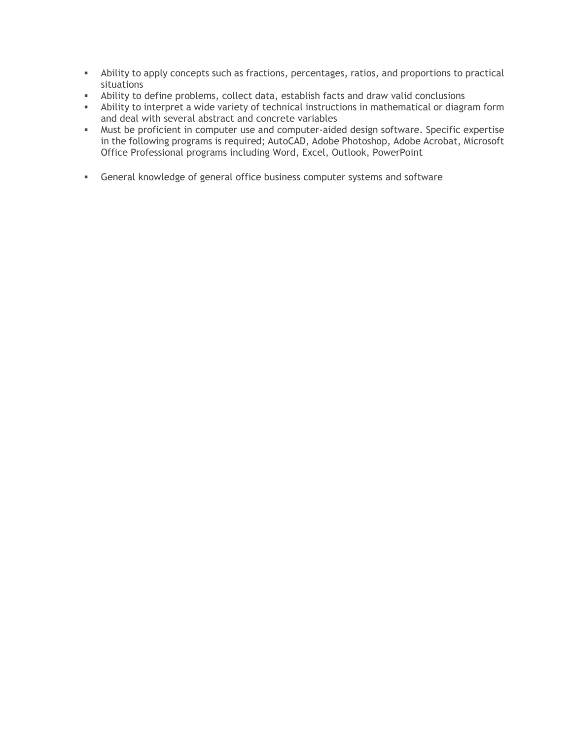- Ability to apply concepts such as fractions, percentages, ratios, and proportions to practical situations
- Ability to define problems, collect data, establish facts and draw valid conclusions
- Ability to interpret a wide variety of technical instructions in mathematical or diagram form and deal with several abstract and concrete variables
- Must be proficient in computer use and computer-aided design software. Specific expertise in the following programs is required; AutoCAD, Adobe Photoshop, Adobe Acrobat, Microsoft Office Professional programs including Word, Excel, Outlook, PowerPoint

- General knowledge of general office business computer systems and software